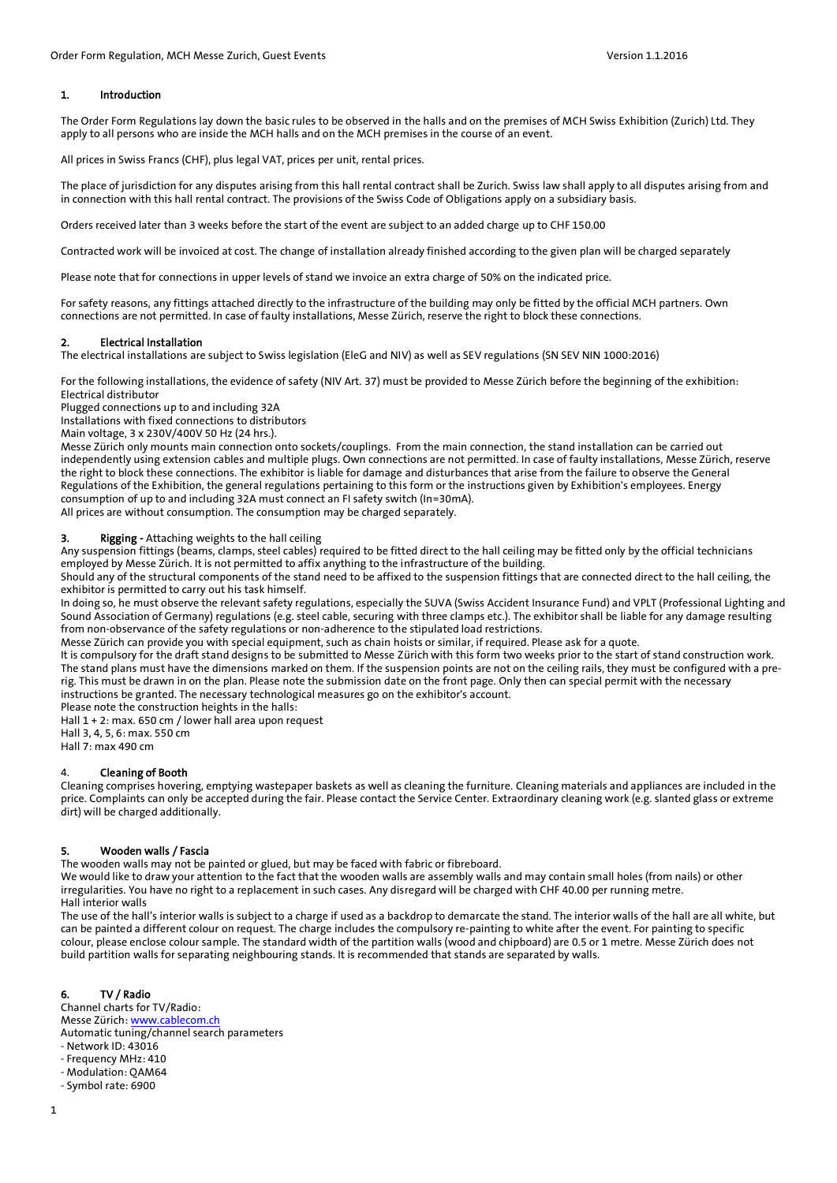## 1. Introduction

The Order Form Regulations lay down the basic rules to be observed in the halls and on the premises of MCH Swiss Exhibition (Zurich) Ltd. They apply to all persons who are inside the MCH halls and on the MCH premises in the course of an event.

All prices in Swiss Francs (CHF), plus legal VAT, prices per unit, rental prices.

The place of jurisdiction for any disputes arising from this hall rental contract shall be Zurich. Swiss law shall apply to all disputes arising from and in connection with this hall rental contract. The provisions of the Swiss Code of Obligations apply on a subsidiary basis.

Orders received later than 3 weeks before the start of the event are subject to an added charge up to CHF 150.00

Contracted work will be invoiced at cost. The change of installation already finished according to the given plan will be charged separately

Please note that for connections in upper levels of stand we invoice an extra charge of 50% on the indicated price.

For safety reasons, any fittings attached directly to the infrastructure of the building may only be fitted by the official MCH partners. Own connections are not permitted. In case of faulty installations, Messe Zürich, reserve the right to block these connections.

## 2. Electrical Installation

The electrical installations are subject to Swiss legislation (EleG and NIV) as well as SEV regulations (SN SEV NIN 1000:2016)

For the following installations, the evidence of safety (NIV Art. 37) must be provided to Messe Zürich before the beginning of the exhibition:
Electrical distributor
Plugged connections up to and including 32A
Installations with fixed connections to distributors
Main voltage, 3 x 230V/400V 50 Hz (24 hrs.).
Messe Zürich only mounts main connection onto sockets/couplings. From the main connection, the stand installation can be carried out independently using extension cables and multiple plugs. Own connections are not permitted. In case of faulty installations, Messe Zürich, reserve the right to block these connections. The exhibitor is liable for damage and disturbances that arise from the failure to observe the General Regulations of the Exhibition, the general regulations pertaining to this form or the instructions given by Exhibition's employees. Energy consumption of up to and including 32A must connect an FI safety switch (In=30mA).
All prices are without consumption. The consumption may be charged separately.

## 3. Rigging - Attaching weights to the hall ceiling

Any suspension fittings (beams, clamps, steel cables) required to be fitted direct to the hall ceiling may be fitted only by the official technicians employed by Messe Zürich. It is not permitted to affix anything to the infrastructure of the building.
Should any of the structural components of the stand need to be affixed to the suspension fittings that are connected direct to the hall ceiling, the exhibitor is permitted to carry out his task himself.
In doing so, he must observe the relevant safety regulations, especially the SUVA (Swiss Accident Insurance Fund) and VPLT (Professional Lighting and Sound Association of Germany) regulations (e.g. steel cable, securing with three clamps etc.). The exhibitor shall be liable for any damage resulting from non-observance of the safety regulations or non-adherence to the stipulated load restrictions.
Messe Zürich can provide you with special equipment, such as chain hoists or similar, if required. Please ask for a quote.
It is compulsory for the draft stand designs to be submitted to Messe Zürich with this form two weeks prior to the start of stand construction work. The stand plans must have the dimensions marked on them. If the suspension points are not on the ceiling rails, they must be configured with a pre-rig. This must be drawn in on the plan. Please note the submission date on the front page. Only then can special permit with the necessary instructions be granted. The necessary technological measures go on the exhibitor's account.
Please note the construction heights in the halls:
Hall 1 + 2: max. 650 cm / lower hall area upon request
Hall 3, 4, 5, 6: max. 550 cm
Hall 7: max 490 cm

## 4. Cleaning of Booth

Cleaning comprises hovering, emptying wastepaper baskets as well as cleaning the furniture. Cleaning materials and appliances are included in the price. Complaints can only be accepted during the fair. Please contact the Service Center. Extraordinary cleaning work (e.g. slanted glass or extreme dirt) will be charged additionally.

## 5. Wooden walls / Fascia

The wooden walls may not be painted or glued, but may be faced with fabric or fibreboard.
We would like to draw your attention to the fact that the wooden walls are assembly walls and may contain small holes (from nails) or other irregularities. You have no right to a replacement in such cases. Any disregard will be charged with CHF 40.00 per running metre.
Hall interior walls
The use of the hall's interior walls is subject to a charge if used as a backdrop to demarcate the stand. The interior walls of the hall are all white, but can be painted a different colour on request. The charge includes the compulsory re-painting to white after the event. For painting to specific colour, please enclose colour sample. The standard width of the partition walls (wood and chipboard) are 0.5 or 1 metre. Messe Zürich does not build partition walls for separating neighbouring stands. It is recommended that stands are separated by walls.

## 6. TV / Radio

Channel charts for TV/Radio:
Messe Zürich: www.cablecom.ch
Automatic tuning/channel search parameters
- Network ID: 43016
- Frequency MHz: 410
- Modulation: QAM64
- Symbol rate: 6900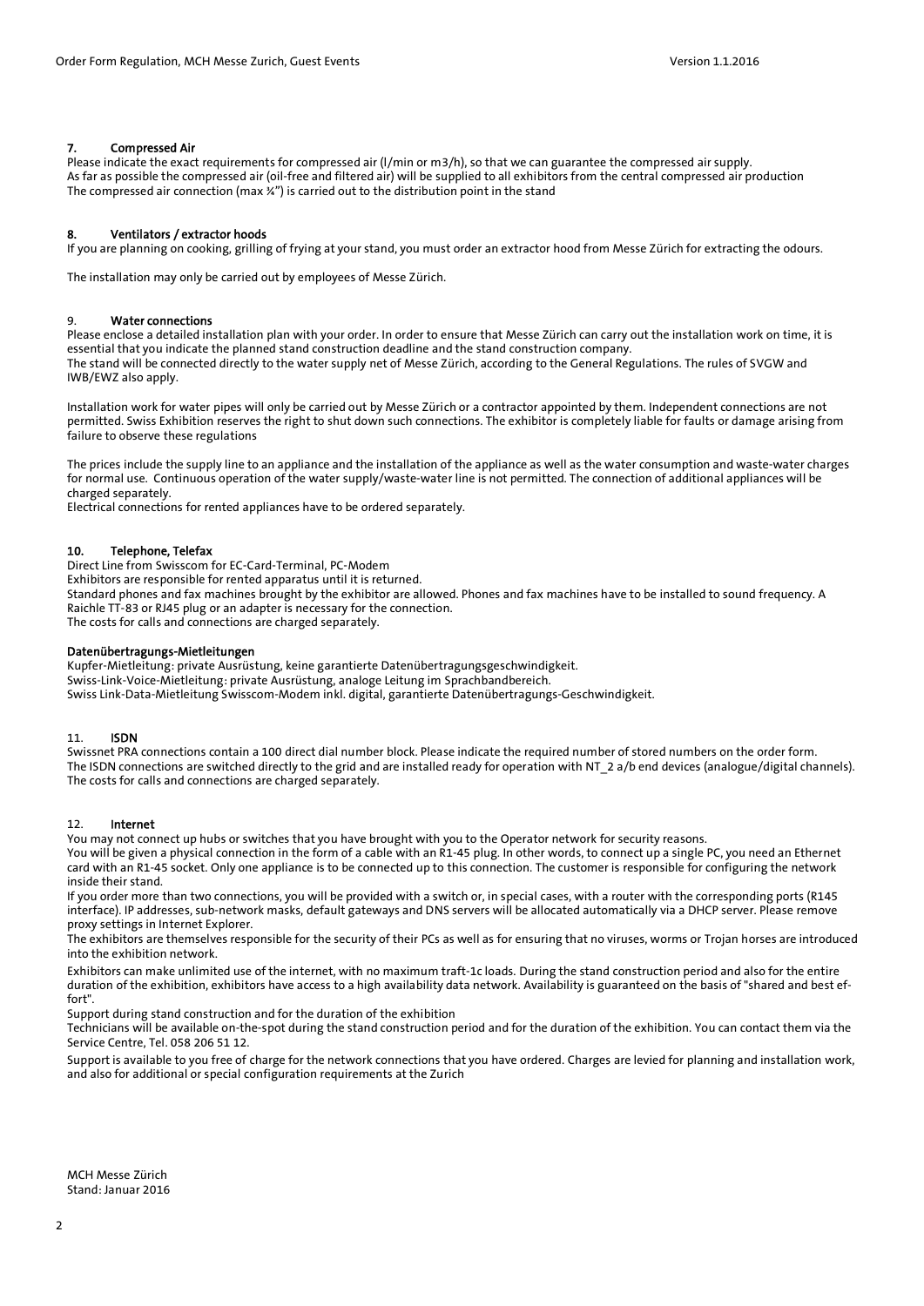### 7. Compressed Air

Please indicate the exact requirements for compressed air (l/min or m3/h), so that we can guarantee the compressed air supply.
As far as possible the compressed air (oil-free and filtered air) will be supplied to all exhibitors from the central compressed air production
The compressed air connection (max ¼") is carried out to the distribution point in the stand

### 8. Ventilators / extractor hoods

If you are planning on cooking, grilling of frying at your stand, you must order an extractor hood from Messe Zürich for extracting the odours.

The installation may only be carried out by employees of Messe Zürich.

### 9. Water connections

Please enclose a detailed installation plan with your order. In order to ensure that Messe Zürich can carry out the installation work on time, it is essential that you indicate the planned stand construction deadline and the stand construction company.
The stand will be connected directly to the water supply net of Messe Zürich, according to the General Regulations. The rules of SVGW and IWB/EWZ also apply.

Installation work for water pipes will only be carried out by Messe Zürich or a contractor appointed by them. Independent connections are not permitted. Swiss Exhibition reserves the right to shut down such connections. The exhibitor is completely liable for faults or damage arising from failure to observe these regulations

The prices include the supply line to an appliance and the installation of the appliance as well as the water consumption and waste-water charges for normal use. Continuous operation of the water supply/waste-water line is not permitted. The connection of additional appliances will be charged separately.
Electrical connections for rented appliances have to be ordered separately.

### 10. Telephone, Telefax

Direct Line from Swisscom for EC-Card-Terminal, PC-Modem
Exhibitors are responsible for rented apparatus until it is returned.
Standard phones and fax machines brought by the exhibitor are allowed. Phones and fax machines have to be installed to sound frequency. A Raichle TT-83 or RJ45 plug or an adapter is necessary for the connection.
The costs for calls and connections are charged separately.

#### Datenübertragungs-Mietleitungen

Kupfer-Mietleitung: private Ausrüstung, keine garantierte Datenübertragungsgeschwindigkeit.
Swiss-Link-Voice-Mietleitung: private Ausrüstung, analoge Leitung im Sprachbandbereich.
Swiss Link-Data-Mietleitung Swisscom-Modem inkl. digital, garantierte Datenübertragungs-Geschwindigkeit.

### 11. ISDN

Swissnet PRA connections contain a 100 direct dial number block. Please indicate the required number of stored numbers on the order form.
The ISDN connections are switched directly to the grid and are installed ready for operation with NT_2 a/b end devices (analogue/digital channels).
The costs for calls and connections are charged separately.

### 12. Internet

You may not connect up hubs or switches that you have brought with you to the Operator network for security reasons.
You will be given a physical connection in the form of a cable with an R1-45 plug. In other words, to connect up a single PC, you need an Ethernet card with an R1-45 socket. Only one appliance is to be connected up to this connection. The customer is responsible for configuring the network inside their stand.
If you order more than two connections, you will be provided with a switch or, in special cases, with a router with the corresponding ports (R145 interface). IP addresses, sub-network masks, default gateways and DNS servers will be allocated automatically via a DHCP server. Please remove proxy settings in Internet Explorer.
The exhibitors are themselves responsible for the security of their PCs as well as for ensuring that no viruses, worms or Trojan horses are introduced into the exhibition network.

Exhibitors can make unlimited use of the internet, with no maximum traft-1c loads. During the stand construction period and also for the entire duration of the exhibition, exhibitors have access to a high availability data network. Availability is guaranteed on the basis of "shared and best effort".
Support during stand construction and for the duration of the exhibition
Technicians will be available on-the-spot during the stand construction period and for the duration of the exhibition. You can contact them via the Service Centre, Tel. 058 206 51 12.

Support is available to you free of charge for the network connections that you have ordered. Charges are levied for planning and installation work, and also for additional or special configuration requirements at the Zurich

MCH Messe Zürich
Stand: Januar 2016